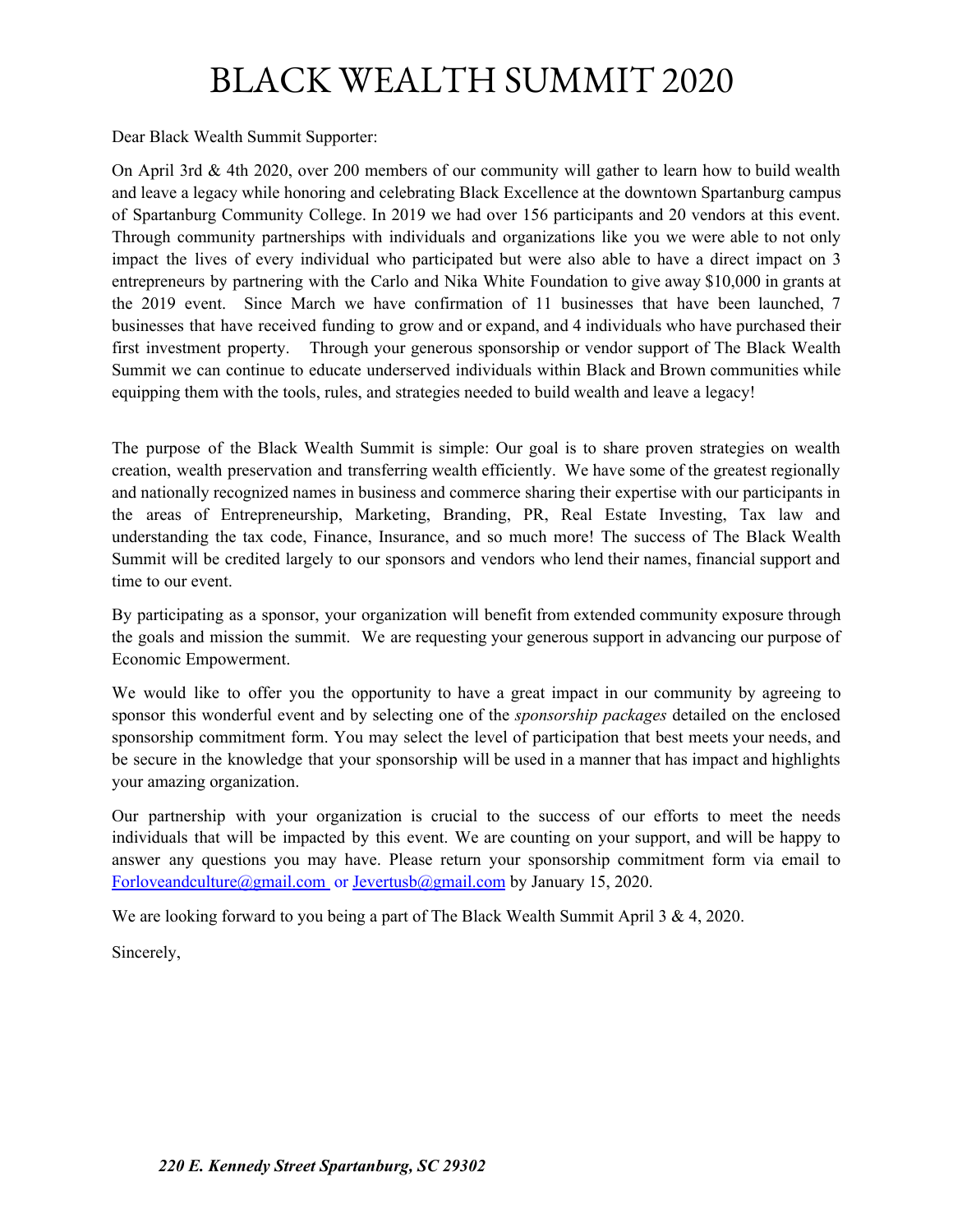# BLACK WEALTH SUMMIT 2020

Dear Black Wealth Summit Supporter:

On April 3rd & 4th 2020, over 200 members of our community will gather to learn how to build wealth and leave a legacy while honoring and celebrating Black Excellence at the downtown Spartanburg campus of Spartanburg Community College. In 2019 we had over 156 participants and 20 vendors at this event. Through community partnerships with individuals and organizations like you we were able to not only impact the lives of every individual who participated but were also able to have a direct impact on 3 entrepreneurs by partnering with the Carlo and Nika White Foundation to give away $10,000 in grants at the 2019 event. Since March we have confirmation of 11 businesses that have been launched, 7 businesses that have received funding to grow and or expand, and 4 individuals who have purchased their first investment property. Through your generous sponsorship or vendor support of The Black Wealth Summit we can continue to educate underserved individuals within Black and Brown communities while equipping them with the tools, rules, and strategies needed to build wealth and leave a legacy!

The purpose of the Black Wealth Summit is simple: Our goal is to share proven strategies on wealth creation, wealth preservation and transferring wealth efficiently. We have some of the greatest regionally and nationally recognized names in business and commerce sharing their expertise with our participants in the areas of Entrepreneurship, Marketing, Branding, PR, Real Estate Investing, Tax law and understanding the tax code, Finance, Insurance, and so much more! The success of The Black Wealth Summit will be credited largely to our sponsors and vendors who lend their names, financial support and time to our event.

By participating as a sponsor, your organization will benefit from extended community exposure through the goals and mission the summit. We are requesting your generous support in advancing our purpose of Economic Empowerment.

We would like to offer you the opportunity to have a great impact in our community by agreeing to sponsor this wonderful event and by selecting one of the *sponsorship packages* detailed on the enclosed sponsorship commitment form. You may select the level of participation that best meets your needs, and be secure in the knowledge that your sponsorship will be used in a manner that has impact and highlights your amazing organization.

Our partnership with your organization is crucial to the success of our efforts to meet the needs individuals that will be impacted by this event. We are counting on your support, and will be happy to answer any questions you may have. Please return your sponsorship commitment form via email to Forloveandculture@gmail.com or Jevertusb@gmail.com by January 15, 2020.

We are looking forward to you being a part of The Black Wealth Summit April 3 & 4, 2020.

Sincerely,

***220 E. Kennedy Street Spartanburg, SC 29302***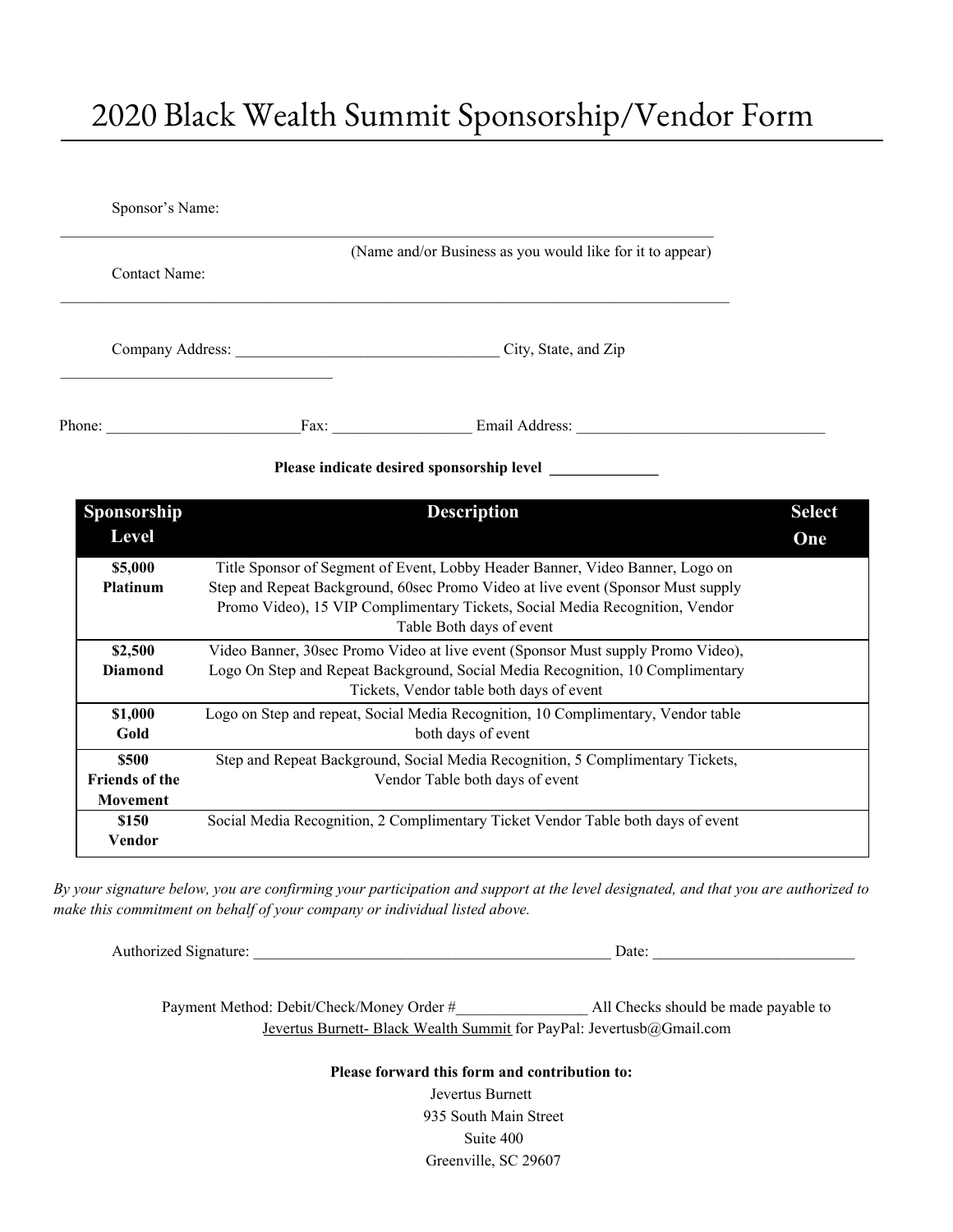# 2020 Black Wealth Summit Sponsorship/Vendor Form

Sponsor's Name: ____________________________________________

(Name and/or Business as you would like for it to appear)

Contact Name: ____________________________________________

Company Address: __________________________________ City, State, and Zip __________________________________

Phone: ________________________ Fax: _________________ Email Address: _______________________________

**Please indicate desired sponsorship level ______________**

| Sponsorship Level | Description | Select One |
|---|---|---|
| **$5,000 Platinum** | Title Sponsor of Segment of Event, Lobby Header Banner, Video Banner, Logo on Step and Repeat Background, 60sec Promo Video at live event (Sponsor Must supply Promo Video), 15 VIP Complimentary Tickets, Social Media Recognition, Vendor Table Both days of event | |
| **$2,500 Diamond** | Video Banner, 30sec Promo Video at live event (Sponsor Must supply Promo Video), Logo On Step and Repeat Background, Social Media Recognition, 10 Complimentary Tickets, Vendor table both days of event | |
| **$1,000 Gold** | Logo on Step and repeat, Social Media Recognition, 10 Complimentary, Vendor table both days of event | |
| **$500 Friends of the Movement** | Step and Repeat Background, Social Media Recognition, 5 Complimentary Tickets, Vendor Table both days of event | |
| **$150 Vendor** | Social Media Recognition, 2 Complimentary Ticket Vendor Table both days of event | |

*By your signature below, you are confirming your participation and support at the level designated, and that you are authorized to make this commitment on behalf of your company or individual listed above.*

Authorized Signature: _______________________________________________ Date: _________________________

Payment Method: Debit/Check/Money Order #_________________ All Checks should be made payable to Jevertus Burnett- Black Wealth Summit for PayPal: Jevertusb@Gmail.com

**Please forward this form and contribution to:**

Jevertus Burnett
935 South Main Street
Suite 400
Greenville, SC 29607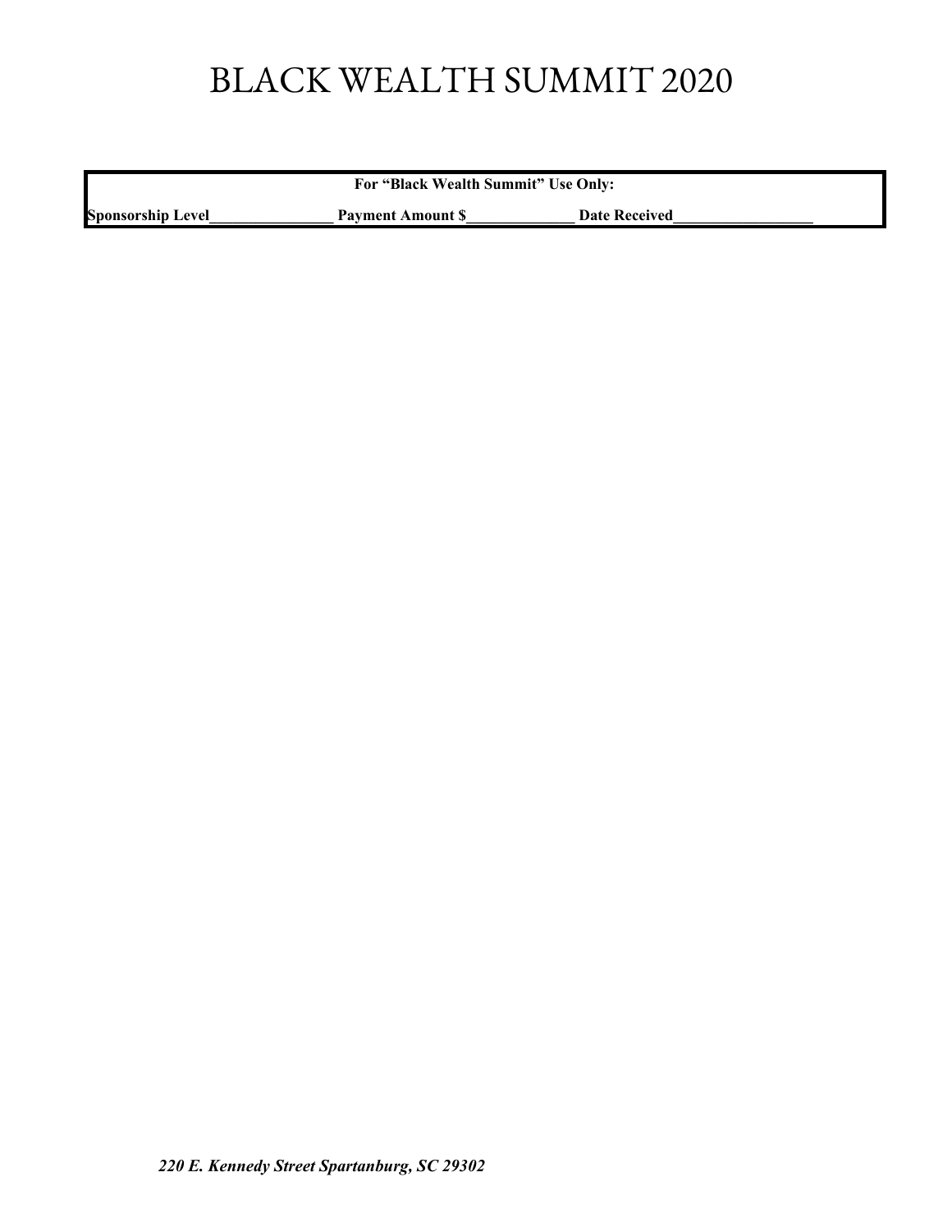# BLACK WEALTH SUMMIT 2020

**For "Black Wealth Summit" Use Only:**

**Sponsorship Level________________ Payment Amount $______________ Date Received__________________**

***220 E. Kennedy Street Spartanburg, SC 29302***